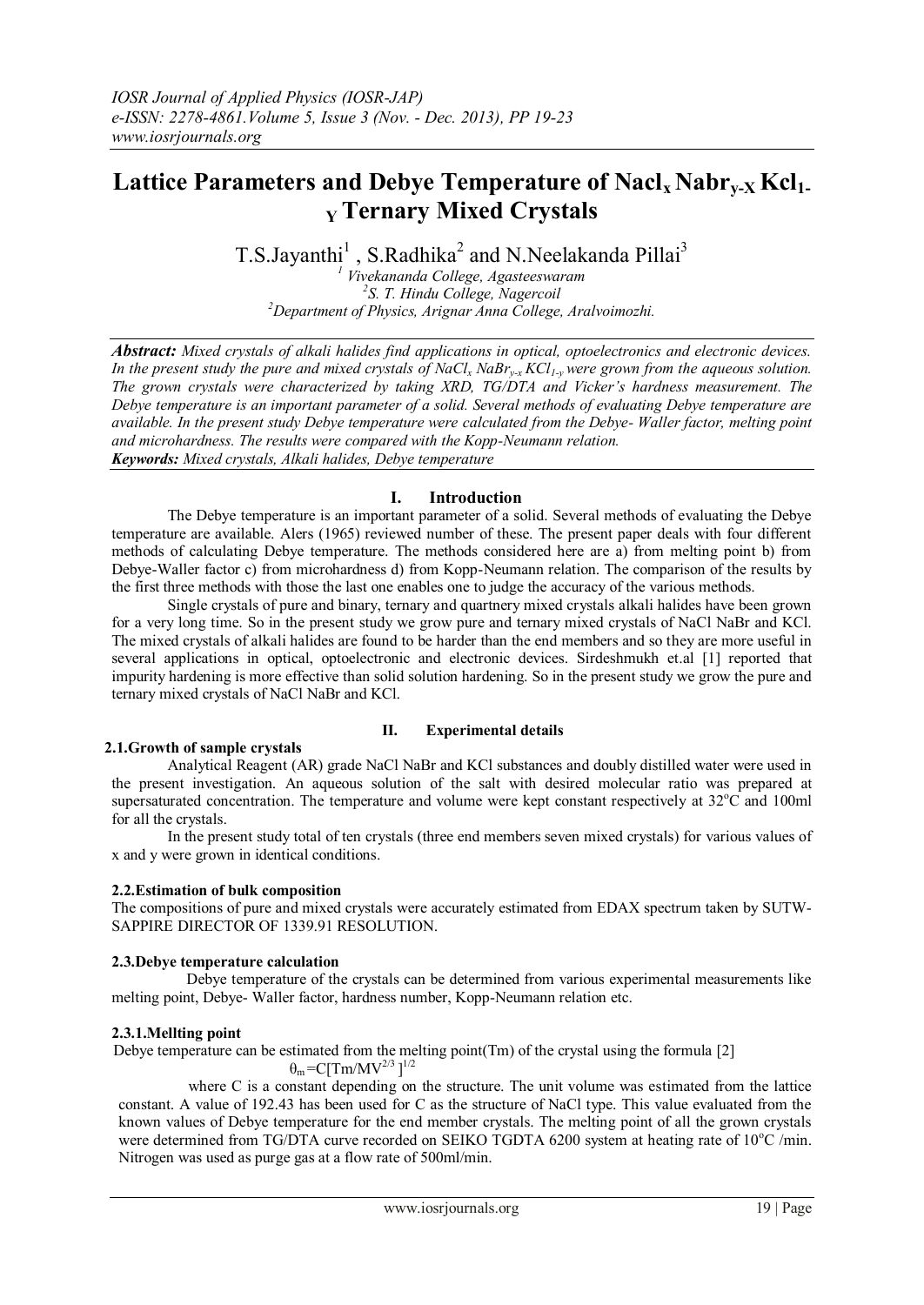# Lattice Parameters and Debye Temperature of $Nacl_x$ $Nabr_{y-X}$ $Kcl_{1-Y}$ Ternary Mixed Crystals

T.S.Jayanthi[1] , S.Radhika[2] and N.Neelakanda Pillai[3]

[1] *Vivekananda College, Agasteeswaram*
[2] *S. T. Hindu College, Nagercoil*
[2] *Department of Physics, Arignar Anna College, Aralvoimozhi.*

***Abstract:*** *Mixed crystals of alkali halides find applications in optical, optoelectronics and electronic devices. In the present study the pure and mixed crystals of $NaCl_x$ $NaBr_{y-x}$ $KCl_{1-y}$ were grown from the aqueous solution. The grown crystals were characterized by taking XRD, TG/DTA and Vicker's hardness measurement. The Debye temperature is an important parameter of a solid. Several methods of evaluating Debye temperature are available. In the present study Debye temperature were calculated from the Debye- Waller factor, melting point and microhardness. The results were compared with the Kopp-Neumann relation.*

***Keywords:*** *Mixed crystals, Alkali halides, Debye temperature*

## I. Introduction

The Debye temperature is an important parameter of a solid. Several methods of evaluating the Debye temperature are available. Alers (1965) reviewed number of these. The present paper deals with four different methods of calculating Debye temperature. The methods considered here are a) from melting point b) from Debye-Waller factor c) from microhardness d) from Kopp-Neumann relation. The comparison of the results by the first three methods with those the last one enables one to judge the accuracy of the various methods.

Single crystals of pure and binary, ternary and quartnery mixed crystals alkali halides have been grown for a very long time. So in the present study we grow pure and ternary mixed crystals of NaCl NaBr and KCl. The mixed crystals of alkali halides are found to be harder than the end members and so they are more useful in several applications in optical, optoelectronic and electronic devices. Sirdeshmukh et.al [1] reported that impurity hardening is more effective than solid solution hardening. So in the present study we grow the pure and ternary mixed crystals of NaCl NaBr and KCl.

## II. Experimental details

### 2.1.Growth of sample crystals

Analytical Reagent (AR) grade NaCl NaBr and KCl substances and doubly distilled water were used in the present investigation. An aqueous solution of the salt with desired molecular ratio was prepared at supersaturated concentration. The temperature and volume were kept constant respectively at 32°C and 100ml for all the crystals.

In the present study total of ten crystals (three end members seven mixed crystals) for various values of x and y were grown in identical conditions.

### 2.2.Estimation of bulk composition

The compositions of pure and mixed crystals were accurately estimated from EDAX spectrum taken by SUTW-SAPPIRE DIRECTOR OF 1339.91 RESOLUTION.

### 2.3.Debye temperature calculation

Debye temperature of the crystals can be determined from various experimental measurements like melting point, Debye- Waller factor, hardness number, Kopp-Neumann relation etc.

#### 2.3.1.Mellting point

Debye temperature can be estimated from the melting point(Tm) of the crystal using the formula [2]

$$\theta_m = C[Tm/MV^{2/3}]^{1/2}$$

where C is a constant depending on the structure. The unit volume was estimated from the lattice constant. A value of 192.43 has been used for C as the structure of NaCl type. This value evaluated from the known values of Debye temperature for the end member crystals. The melting point of all the grown crystals were determined from TG/DTA curve recorded on SEIKO TGDTA 6200 system at heating rate of 10°C /min. Nitrogen was used as purge gas at a flow rate of 500ml/min.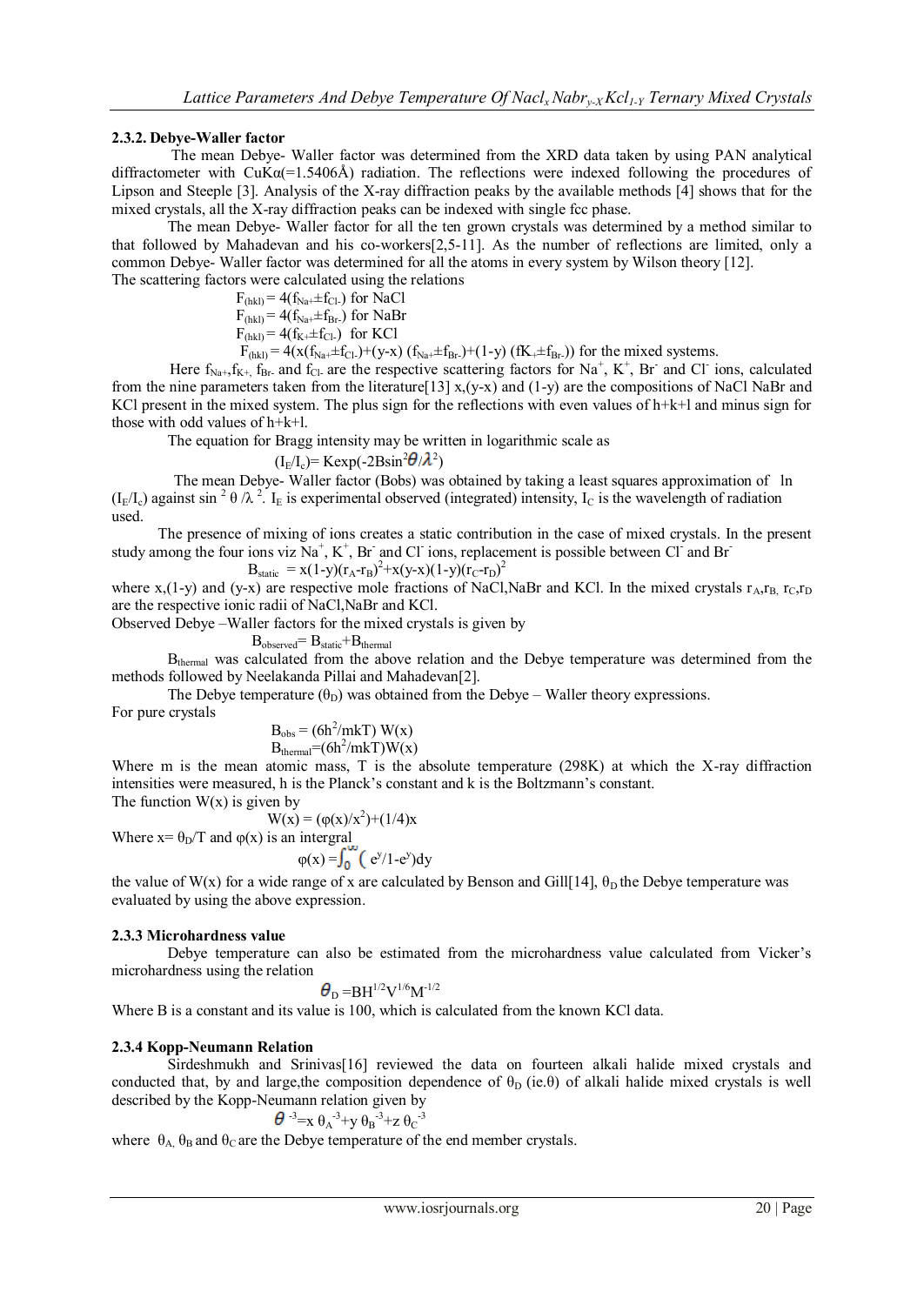### 2.3.2. Debye-Waller factor

The mean Debye- Waller factor was determined from the XRD data taken by using PAN analytical diffractometer with CuKα(=1.5406Å) radiation. The reflections were indexed following the procedures of Lipson and Steeple [3]. Analysis of the X-ray diffraction peaks by the available methods [4] shows that for the mixed crystals, all the X-ray diffraction peaks can be indexed with single fcc phase.

The mean Debye- Waller factor for all the ten grown crystals was determined by a method similar to that followed by Mahadevan and his co-workers[2,5-11]. As the number of reflections are limited, only a common Debye- Waller factor was determined for all the atoms in every system by Wilson theory [12].

The scattering factors were calculated using the relations

$$F_{(hkl)} = 4(f_{Na+} \pm f_{Cl-}) \text{ for NaCl}$$

$$F_{(hkl)} = 4(f_{Na+} \pm f_{Br-}) \text{ for NaBr}$$

$$F_{(hkl)} = 4(f_{K+} \pm f_{Cl-}) \text{ for KCl}$$

$$F_{(hkl)} = 4(x(f_{Na+} \pm f_{Cl-}) + (y-x)(f_{Na+} \pm f_{Br-}) + (1-y)(fK_{+} \pm f_{Br-})) \text{ for the mixed systems.}$$

Here $f_{Na+}$, $f_{K+}$, $f_{Br-}$ and $f_{Cl-}$ are the respective scattering factors for $Na^+$, $K^+$, $Br^-$ and $Cl^-$ ions, calculated from the nine parameters taken from the literature[13] x,(y-x) and (1-y) are the compositions of NaCl NaBr and KCl present in the mixed system. The plus sign for the reflections with even values of h+k+l and minus sign for those with odd values of h+k+l.

The equation for Bragg intensity may be written in logarithmic scale as

$$(I_E/I_c) = K\exp(-2B\sin^2\theta/\lambda^2)$$

The mean Debye- Waller factor (Bobs) was obtained by taking a least squares approximation of ln $(I_E/I_c)$ against $\sin^2\theta/\lambda^2$. $I_E$ is experimental observed (integrated) intensity, $I_C$ is the wavelength of radiation used.

The presence of mixing of ions creates a static contribution in the case of mixed crystals. In the present study among the four ions viz $Na^+$, $K^+$, $Br^-$ and $Cl^-$ ions, replacement is possible between $Cl^-$ and $Br^-$

$$B_{static} = x(1-y)(r_A-r_B)^2 + x(y-x)(1-y)(r_C-r_D)^2$$

where x,(1-y) and (y-x) are respective mole fractions of NaCl,NaBr and KCl. In the mixed crystals $r_A$,$r_B$, $r_C$,$r_D$ are the respective ionic radii of NaCl,NaBr and KCl.

Observed Debye –Waller factors for the mixed crystals is given by

$$B_{observed} = B_{static} + B_{thermal}$$

$B_{thermal}$ was calculated from the above relation and the Debye temperature was determined from the methods followed by Neelakanda Pillai and Mahadevan[2].

The Debye temperature ($\theta_D$) was obtained from the Debye – Waller theory expressions.

For pure crystals

$$B_{obs} = (6h^2/mkT)\, W(x)$$

$$B_{thermal} = (6h^2/mkT)W(x)$$

Where m is the mean atomic mass, T is the absolute temperature (298K) at which the X-ray diffraction intensities were measured, h is the Planck's constant and k is the Boltzmann's constant.

The function W(x) is given by

$$W(x) = (\varphi(x)/x^2) + (1/4)x$$

Where $x = \theta_D/T$ and $\varphi(x)$ is an intergral

$$\varphi(x) = \int_0^{\infty} (e^y/1-e^y)dy$$

the value of W(x) for a wide range of x are calculated by Benson and Gill[14], $\theta_D$ the Debye temperature was evaluated by using the above expression.

### 2.3.3 Microhardness value

Debye temperature can also be estimated from the microhardness value calculated from Vicker's microhardness using the relation

$$\theta_D = BH^{1/2}V^{1/6}M^{-1/2}$$

Where B is a constant and its value is 100, which is calculated from the known KCl data.

### 2.3.4 Kopp-Neumann Relation

Sirdeshmukh and Srinivas[16] reviewed the data on fourteen alkali halide mixed crystals and conducted that, by and large,the composition dependence of $\theta_D$ (ie.θ) of alkali halide mixed crystals is well described by the Kopp-Neumann relation given by

$$\theta^{-3} = x\,\theta_A^{-3} + y\,\theta_B^{-3} + z\,\theta_C^{-3}$$

where $\theta_A$, $\theta_B$ and $\theta_C$ are the Debye temperature of the end member crystals.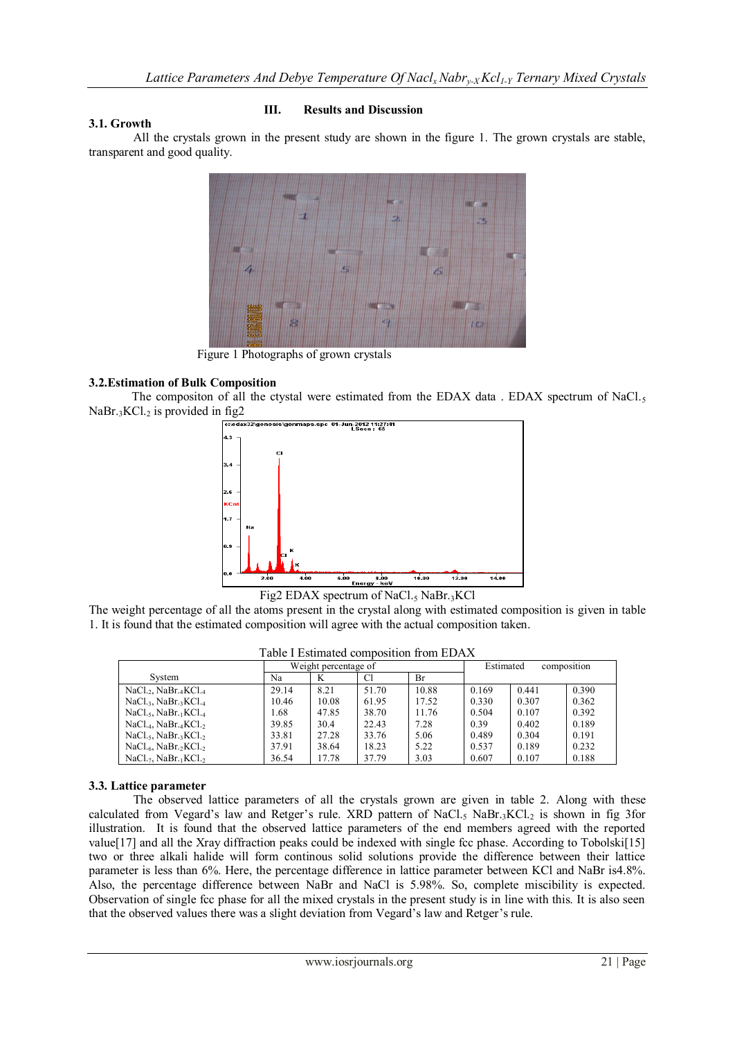## III. Results and Discussion

### 3.1. Growth

All the crystals grown in the present study are shown in the figure 1. The grown crystals are stable, transparent and good quality.

Figure 1 Photographs of grown crystals

### 3.2.Estimation of Bulk Composition

The compositon of all the ctystal were estimated from the EDAX data . EDAX spectrum of $NaCl_{.5}$ $NaBr_{.3}KCl_{.2}$ is provided in fig2

Fig2 EDAX spectrum of $NaCl_{.5}$ $NaBr_{.3}KCl$

The weight percentage of all the atoms present in the crystal along with estimated composition is given in table 1. It is found that the estimated composition will agree with the actual composition taken.

Table I Estimated composition from EDAX

| System | Weight percentage of | | | | Estimated composition | | |
|---|---|---|---|---|---|---|---|
| | Na | K | Cl | Br | | | |
| $NaCl_{.2}$, $NaBr_{.4}KCl_{.4}$ | 29.14 | 8.21 | 51.70 | 10.88 | 0.169 | 0.441 | 0.390 |
| $NaCl_{.3}$, $NaBr_{.3}KCl_{.4}$ | 10.46 | 10.08 | 61.95 | 17.52 | 0.330 | 0.307 | 0.362 |
| $NaCl_{.5}$, $NaBr_{.1}KCl_{.4}$ | 1.68 | 47.85 | 38.70 | 11.76 | 0.504 | 0.107 | 0.392 |
| $NaCl_{.4}$, $NaBr_{.4}KCl_{.2}$ | 39.85 | 30.4 | 22.43 | 7.28 | 0.39 | 0.402 | 0.189 |
| $NaCl_{.5}$, $NaBr_{.3}KCl_{.2}$ | 33.81 | 27.28 | 33.76 | 5.06 | 0.489 | 0.304 | 0.191 |
| $NaCl_{.6}$, $NaBr_{.2}KCl_{.2}$ | 37.91 | 38.64 | 18.23 | 5.22 | 0.537 | 0.189 | 0.232 |
| $NaCl_{.7}$, $NaBr_{.1}KCl_{.2}$ | 36.54 | 17.78 | 37.79 | 3.03 | 0.607 | 0.107 | 0.188 |

### 3.3. Lattice parameter

The observed lattice parameters of all the crystals grown are given in table 2. Along with these calculated from Vegard's law and Retger's rule. XRD pattern of $NaCl_{.5}$ $NaBr_{.3}KCl_{.2}$ is shown in fig 3for illustration. It is found that the observed lattice parameters of the end members agreed with the reported value[17] and all the Xray diffraction peaks could be indexed with single fcc phase. According to Tobolski[15] two or three alkali halide will form continous solid solutions provide the difference between their lattice parameter is less than 6%. Here, the percentage difference in lattice parameter between KCl and NaBr is4.8%. Also, the percentage difference between NaBr and NaCl is 5.98%. So, complete miscibility is expected. Observation of single fcc phase for all the mixed crystals in the present study is in line with this. It is also seen that the observed values there was a slight deviation from Vegard's law and Retger's rule.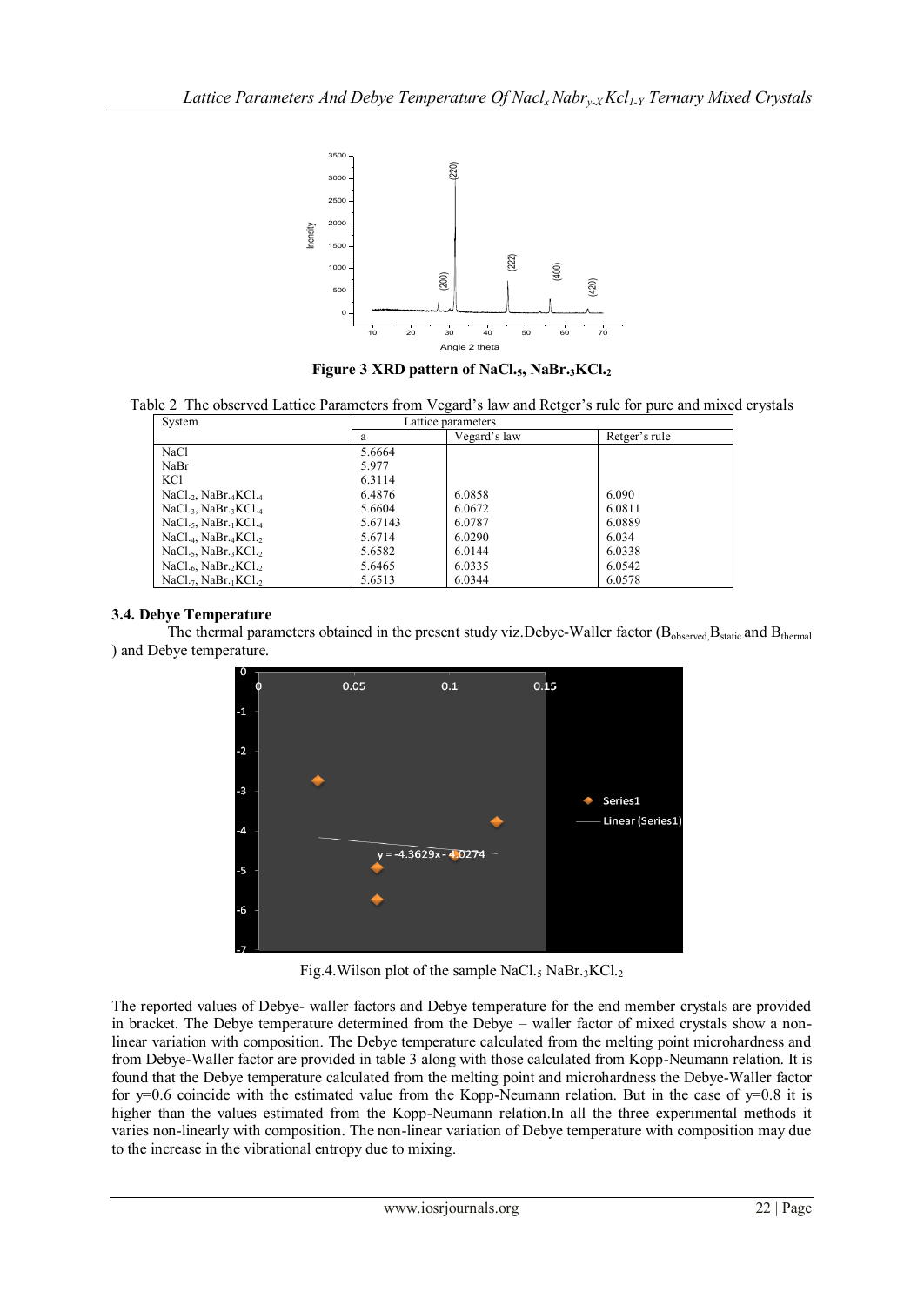Figure 3 XRD pattern of $NaCl_{.5}$, $NaBr_{.3}KCl_{.2}$

Table 2 The observed Lattice Parameters from Vegard's law and Retger's rule for pure and mixed crystals

| System | Lattice parameters | | |
|---|---|---|---|
| | a | Vegard's law | Retger's rule |
| NaCl | 5.6664 | | |
| NaBr | 5.977 | | |
| KCl | 6.3114 | | |
| $NaCl_{.2}$, $NaBr_{.4}KCl_{.4}$ | 6.4876 | 6.0858 | 6.090 |
| $NaCl_{.3}$, $NaBr_{.3}KCl_{.4}$ | 5.6604 | 6.0672 | 6.0811 |
| $NaCl_{.5}$, $NaBr_{.1}KCl_{.4}$ | 5.67143 | 6.0787 | 6.0889 |
| $NaCl_{.4}$, $NaBr_{.4}KCl_{.2}$ | 5.6714 | 6.0290 | 6.034 |
| $NaCl_{.5}$, $NaBr_{.3}KCl_{.2}$ | 5.6582 | 6.0144 | 6.0338 |
| $NaCl_{.6}$, $NaBr_{.2}KCl_{.2}$ | 5.6465 | 6.0335 | 6.0542 |
| $NaCl_{.7}$, $NaBr_{.1}KCl_{.2}$ | 5.6513 | 6.0344 | 6.0578 |

### 3.4. Debye Temperature

The thermal parameters obtained in the present study viz.Debye-Waller factor ($B_{observed}$, $B_{static}$ and $B_{thermal}$) and Debye temperature.

Fig.4.Wilson plot of the sample $NaCl_{.5}$ $NaBr_{.3}KCl_{.2}$

The reported values of Debye- waller factors and Debye temperature for the end member crystals are provided in bracket. The Debye temperature determined from the Debye – waller factor of mixed crystals show a non-linear variation with composition. The Debye temperature calculated from the melting point microhardness and from Debye-Waller factor are provided in table 3 along with those calculated from Kopp-Neumann relation. It is found that the Debye temperature calculated from the melting point and microhardness the Debye-Waller factor for y=0.6 coincide with the estimated value from the Kopp-Neumann relation. But in the case of y=0.8 it is higher than the values estimated from the Kopp-Neumann relation.In all the three experimental methods it varies non-linearly with composition. The non-linear variation of Debye temperature with composition may due to the increase in the vibrational entropy due to mixing.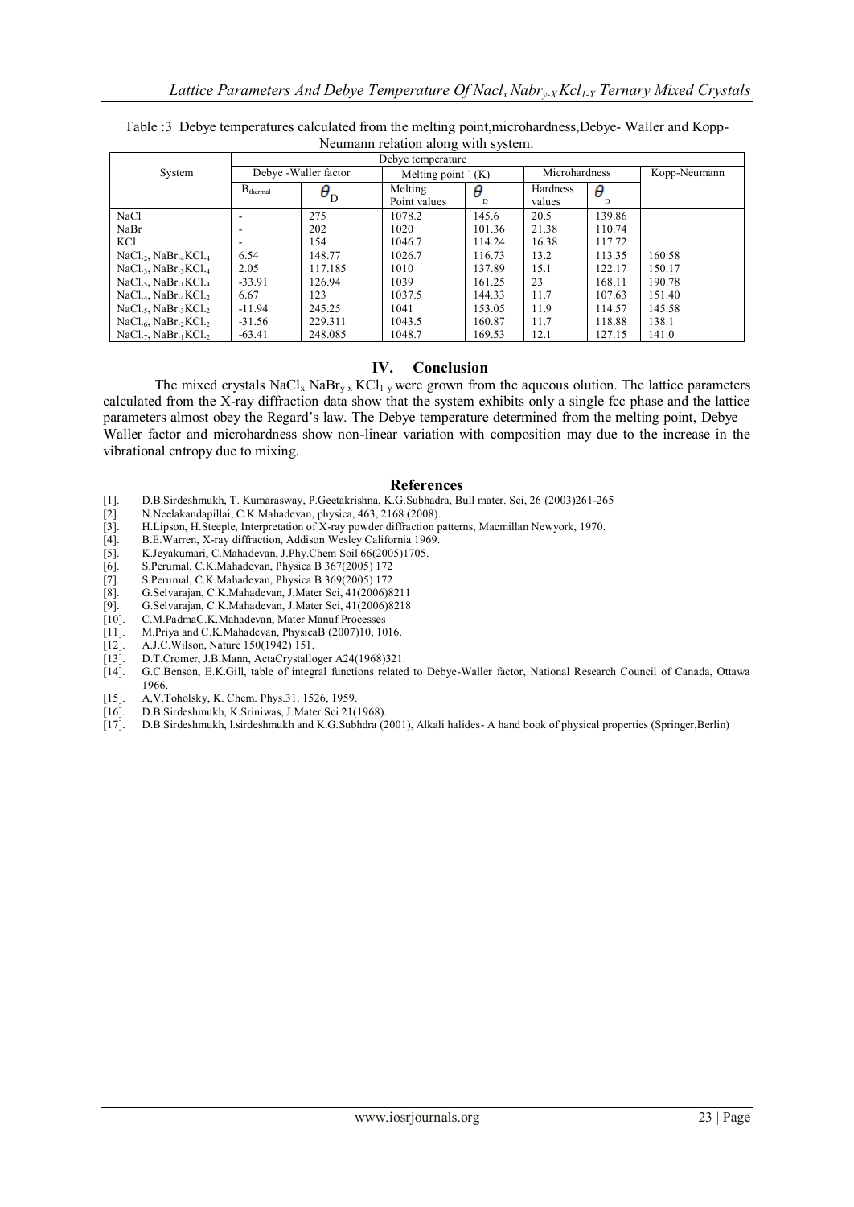Table :3 Debye temperatures calculated from the melting point,microhardness,Debye- Waller and Kopp-Neumann relation along with system.

| System | Debye temperature | | | | | | |
|---|---|---|---|---|---|---|---|
| | Debye -Waller factor | | Melting point (K) | | Microhardness | | Kopp-Neumann |
| | $B_{thermal}$ | $\theta_D$ | Melting Point values | $\theta_D$ | Hardness values | $\theta_D$ | |
| NaCl | - | 275 | 1078.2 | 145.6 | 20.5 | 139.86 | |
| NaBr | - | 202 | 1020 | 101.36 | 21.38 | 110.74 | |
| KCl | - | 154 | 1046.7 | 114.24 | 16.38 | 117.72 | |
| $NaCl_{.2}$, $NaBr_{.4}KCl_{.4}$ | 6.54 | 148.77 | 1026.7 | 116.73 | 13.2 | 113.35 | 160.58 |
| $NaCl_{.3}$, $NaBr_{.3}KCl_{.4}$ | 2.05 | 117.185 | 1010 | 137.89 | 15.1 | 122.17 | 150.17 |
| $NaCl_{.5}$, $NaBr_{.1}KCl_{.4}$ | -33.91 | 126.94 | 1039 | 161.25 | 23 | 168.11 | 190.78 |
| $NaCl_{.4}$, $NaBr_{.4}KCl_{.2}$ | 6.67 | 123 | 1037.5 | 144.33 | 11.7 | 107.63 | 151.40 |
| $NaCl_{.5}$, $NaBr_{.3}KCl_{.2}$ | -11.94 | 245.25 | 1041 | 153.05 | 11.9 | 114.57 | 145.58 |
| $NaCl_{.6}$, $NaBr_{.2}KCl_{.2}$ | -31.56 | 229.311 | 1043.5 | 160.87 | 11.7 | 118.88 | 138.1 |
| $NaCl_{.7}$, $NaBr_{.1}KCl_{.2}$ | -63.41 | 248.085 | 1048.7 | 169.53 | 12.1 | 127.15 | 141.0 |

## IV. Conclusion

The mixed crystals $NaCl_x$ $NaBr_{y-x}$ $KCl_{1-y}$ were grown from the aqueous olution. The lattice parameters calculated from the X-ray diffraction data show that the system exhibits only a single fcc phase and the lattice parameters almost obey the Regard's law. The Debye temperature determined from the melting point, Debye – Waller factor and microhardness show non-linear variation with composition may due to the increase in the vibrational entropy due to mixing.

## References

[1]. D.B.Sirdeshmukh, T. Kumarasway, P.Geetakrishna, K.G.Subhadra, Bull mater. Sci, 26 (2003)261-265
[2]. N.Neelakandapillai, C.K.Mahadevan, physica, 463, 2168 (2008).
[3]. H.Lipson, H.Steeple, Interpretation of X-ray powder diffraction patterns, Macmillan Newyork, 1970.
[4]. B.E.Warren, X-ray diffraction, Addison Wesley California 1969.
[5]. K.Jeyakumari, C.Mahadevan, J.Phy.Chem Soil 66(2005)1705.
[6]. S.Perumal, C.K.Mahadevan, Physica B 367(2005) 172
[7]. S.Perumal, C.K.Mahadevan, Physica B 369(2005) 172
[8]. G.Selvarajan, C.K.Mahadevan, J.Mater Sci, 41(2006)8211
[9]. G.Selvarajan, C.K.Mahadevan, J.Mater Sci, 41(2006)8218
[10]. C.M.PadmaC.K.Mahadevan, Mater Manuf Processes
[11]. M.Priya and C.K.Mahadevan, PhysicaB (2007)10, 1016.
[12]. A.J.C.Wilson, Nature 150(1942) 151.
[13]. D.T.Cromer, J.B.Mann, ActaCrystalloger A24(1968)321.
[14]. G.C.Benson, E.K.Gill, table of integral functions related to Debye-Waller factor, National Research Council of Canada, Ottawa 1966.
[15]. A,V.Toholsky, K. Chem. Phys.31. 1526, 1959.
[16]. D.B.Sirdeshmukh, K.Sriniwas, J.Mater.Sci 21(1968).
[17]. D.B.Sirdeshmukh, l.sirdeshmukh and K.G.Subhdra (2001), Alkali halides- A hand book of physical properties (Springer,Berlin)